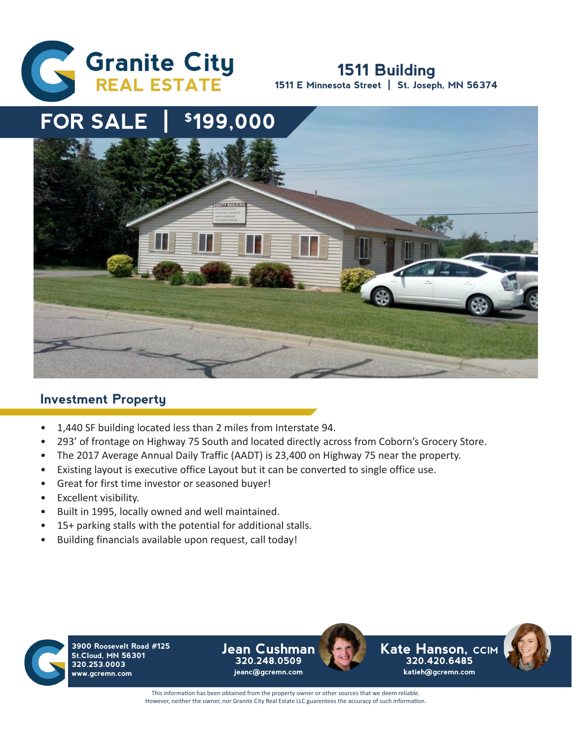Granite City REAL ESTATE

# 1511 Building

**1511 E Minnesota Street | St. Joseph, MN 56374**

## FOR SALE | $199,000

## Investment Property

- 1,440 SF building located less than 2 miles from Interstate 94.
- 293' of frontage on Highway 75 South and located directly across from Coborn's Grocery Store.
- The 2017 Average Annual Daily Traffic (AADT) is 23,400 on Highway 75 near the property.
- Existing layout is executive office Layout but it can be converted to single office use.
- Great for first time investor or seasoned buyer!
- Excellent visibility.
- Built in 1995, locally owned and well maintained.
- 15+ parking stalls with the potential for additional stalls.
- Building financials available upon request, call today!

3900 Roosevelt Road #125
St.Cloud, MN 56301
320.253.0003
www.gcremn.com

**Jean Cushman**
320.248.0509
jeanc@gcremn.com

**Kate Hanson, CCIM**
320.420.6485
katieh@gcremn.com

This information has been obtained from the property owner or other sources that we deem reliable. However, neither the owner, nor Granite City Real Estate LLC guarentees the accuracy of such information.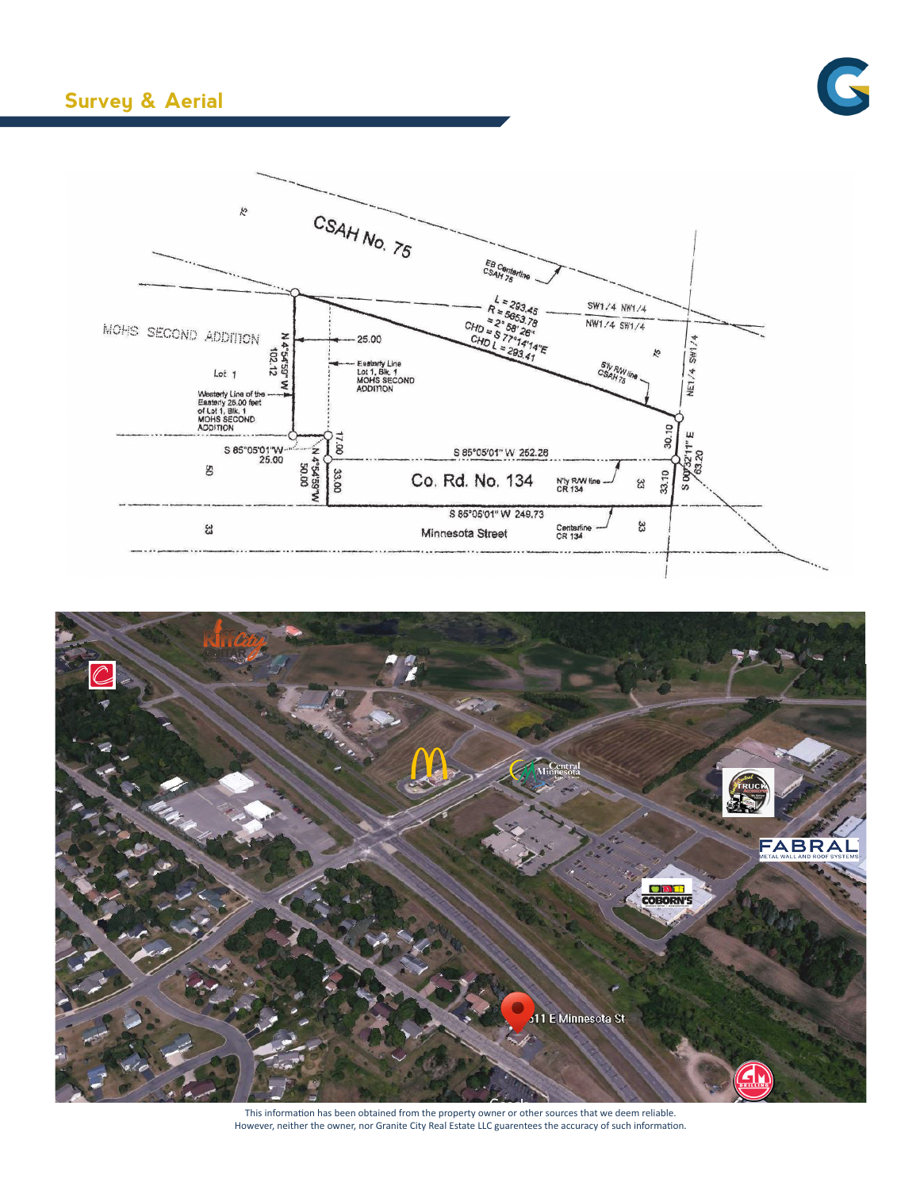## Survey & Aerial

CSAH No. 75

EB Centerline CSAH 75

L = 293.45
R = 5653.78
= 2° 58' 28"
CHD = S 77°14'14"E
CHD L = 293.41

SW1/4 NW1/4

NW1/4 SW1/4

S'ly R/W line CSAH 75

NE1/4 SW1/4

MOHS SECOND ADDITION

Lot 1

N 4°54'59" W 102.12

25.00

Easterly Line Lot 1, Blk. 1 MOHS SECOND ADDITION

Westerly Line of the Easterly 25.00 feet of Lot 1, Blk. 1 MOHS SECOND ADDITION

S 85°05'01"W 25.00

N 4°54'59"W 50.00

17.00

33.00

S 85°05'01" W 252.28

Co. Rd. No. 134

N'ly R/W line CR 134

30.10

33.10

S 00°32'11" E 63.20

S 85°05'01" W 249.73

Minnesota Street

Centerline CR 134

50

33

511 E Minnesota St

This information has been obtained from the property owner or other sources that we deem reliable. However, neither the owner, nor Granite City Real Estate LLC guarentees the accuracy of such information.